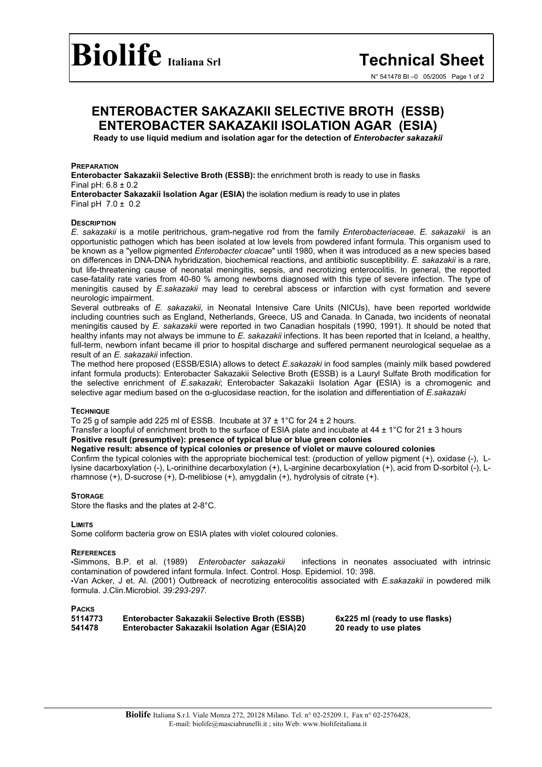# Biolife Italiana Srl

# Technical Sheet

N° 541478 BI –0 05/2005

## ENTEROBACTER SAKAZAKII SELECTIVE BROTH (ESSB)
## ENTEROBACTER SAKAZAKII ISOLATION AGAR (ESIA)

**Ready to use liquid medium and isolation agar for the detection of *Enterobacter sakazakii***

### PREPARATION

**Enterobacter Sakazakii Selective Broth (ESSB):** the enrichment broth is ready to use in flasks
Final pH: 6.8 ± 0.2
**Enterobacter Sakazakii Isolation Agar (ESIA)** the isolation medium is ready to use in plates
Final pH 7.0 ± 0.2

### DESCRIPTION

*E. sakazakii* is a motile peritrichous, gram-negative rod from the family *Enterobacteriaceae*. *E. sakazakii* is an opportunistic pathogen which has been isolated at low levels from powdered infant formula. This organism used to be known as a "yellow pigmented *Enterobacter cloacae*" until 1980, when it was introduced as a new species based on differences in DNA-DNA hybridization, biochemical reactions, and antibiotic susceptibility. *E. sakazakii* is a rare, but life-threatening cause of neonatal meningitis, sepsis, and necrotizing enterocolitis. In general, the reported case-fatality rate varies from 40-80 % among newborns diagnosed with this type of severe infection. The type of meningitis caused by *E.sakazakii* may lead to cerebral abscess or infarction with cyst formation and severe neurologic impairment.

Several outbreaks of *E. sakazakii*, in Neonatal Intensive Care Units (NICUs), have been reported worldwide including countries such as England, Netherlands, Greece, US and Canada. In Canada, two incidents of neonatal meningitis caused by *E. sakazakii* were reported in two Canadian hospitals (1990, 1991). It should be noted that healthy infants may not always be immune to *E. sakazakii* infections. It has been reported that in Iceland, a healthy, full-term, newborn infant became ill prior to hospital discharge and suffered permanent neurological sequelae as a result of an *E. sakazakii* infection.

The method here proposed (ESSB/ESIA) allows to detect *E.sakazaki* in food samples (mainly milk based powdered infant formula products): Enterobacter Sakazakii Selective Broth **(**ESSB) is a Lauryl Sulfate Broth modification for the selective enrichment of *E.sakazaki*; Enterobacter Sakazakii Isolation Agar **(**ESIA) is a chromogenic and selective agar medium based on the α-glucosidase reaction, for the isolation and differentiation of *E.sakazaki*

### TECHNIQUE

To 25 g of sample add 225 ml of ESSB. Incubate at 37 ± 1°C for 24 ± 2 hours.
Transfer a loopful of enrichment broth to the surface of ESIA plate and incubate at 44 ± 1°C for 21 ± 3 hours
**Positive result (presumptive): presence of typical blue or blue green colonies**
**Negative result: absence of typical colonies or presence of violet or mauve coloured colonies**
Confirm the typical colonies with the appropriate biochemical test: (production of yellow pigment (+), oxidase (-), L-lysine dacarboxylation (-), L-orinithine decarboxylation (+), L-arginine decarboxylation (+), acid from D-sorbitol (-), L-rhamnose (+), D-sucrose (+), D-melibiose (+), amygdalin (+), hydrolysis of citrate (+).

### STORAGE

Store the flasks and the plates at 2-8°C.

### LIMITS

Some coliform bacteria grow on ESIA plates with violet coloured colonies.

### REFERENCES

- Simmons, B.P. et al. (1989) *Enterobacter sakazakii* infections in neonates associuated with intrinsic contamination of powdered infant formula. Infect. Control. Hosp. Epidemiol. 10: 398.
- Van Acker, J et. Al. (2001) Outbreack of necrotizing enterocolitis associated with *E.sakazakii* in powdered milk formula. J.Clin.Microbiol. *39:293-297.*

### PACKS

| | | |
|---|---|---|
| **5114773** | **Enterobacter Sakazakii Selective Broth (ESSB)** | **6x225 ml (ready to use flasks)** |
| **541478** | **Enterobacter Sakazakii Isolation Agar (ESIA)20** | **20 ready to use plates** |

**Biolife** Italiana S.r.l. Viale Monza 272, 20128 Milano. Tel. n° 02-25209.1, Fax n° 02-2576428,
E-mail: biolife@masciabrunelli.it ; sito Web: www.biolifeitaliana.it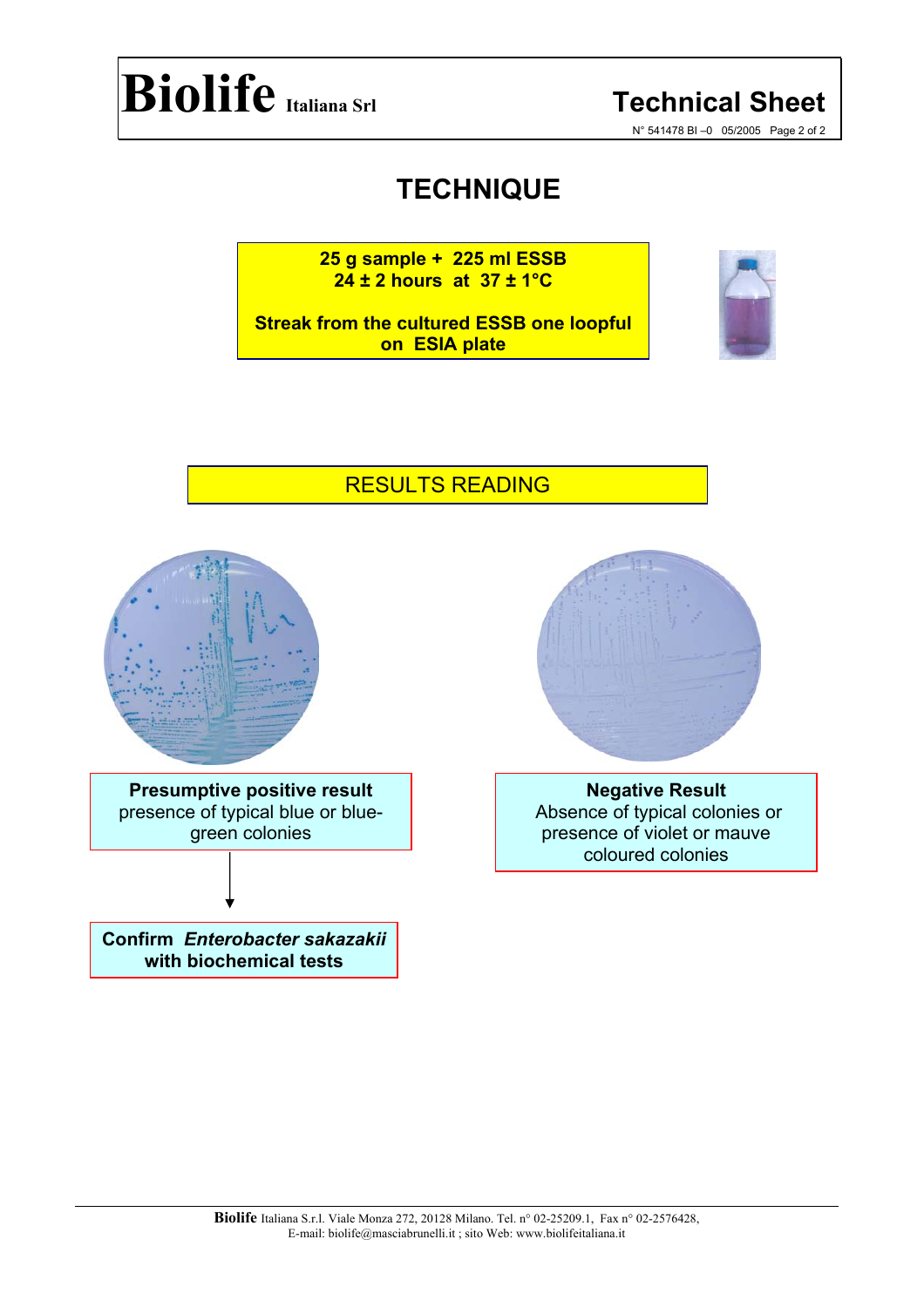# TECHNIQUE

**25 g sample + 225 ml ESSB**
**24 ± 2 hours at 37 ± 1°C**

**Streak from the cultured ESSB one loopful on ESIA plate**

## RESULTS READING

**Presumptive positive result**
presence of typical blue or blue-green colonies

**Confirm *Enterobacter sakazakii* with biochemical tests**

**Negative Result**
Absence of typical colonies or presence of violet or mauve coloured colonies

**Biolife** Italiana S.r.l. Viale Monza 272, 20128 Milano. Tel. n° 02-25209.1, Fax n° 02-2576428,
E-mail: biolife@masciabrunelli.it ; sito Web: www.biolifeitaliana.it